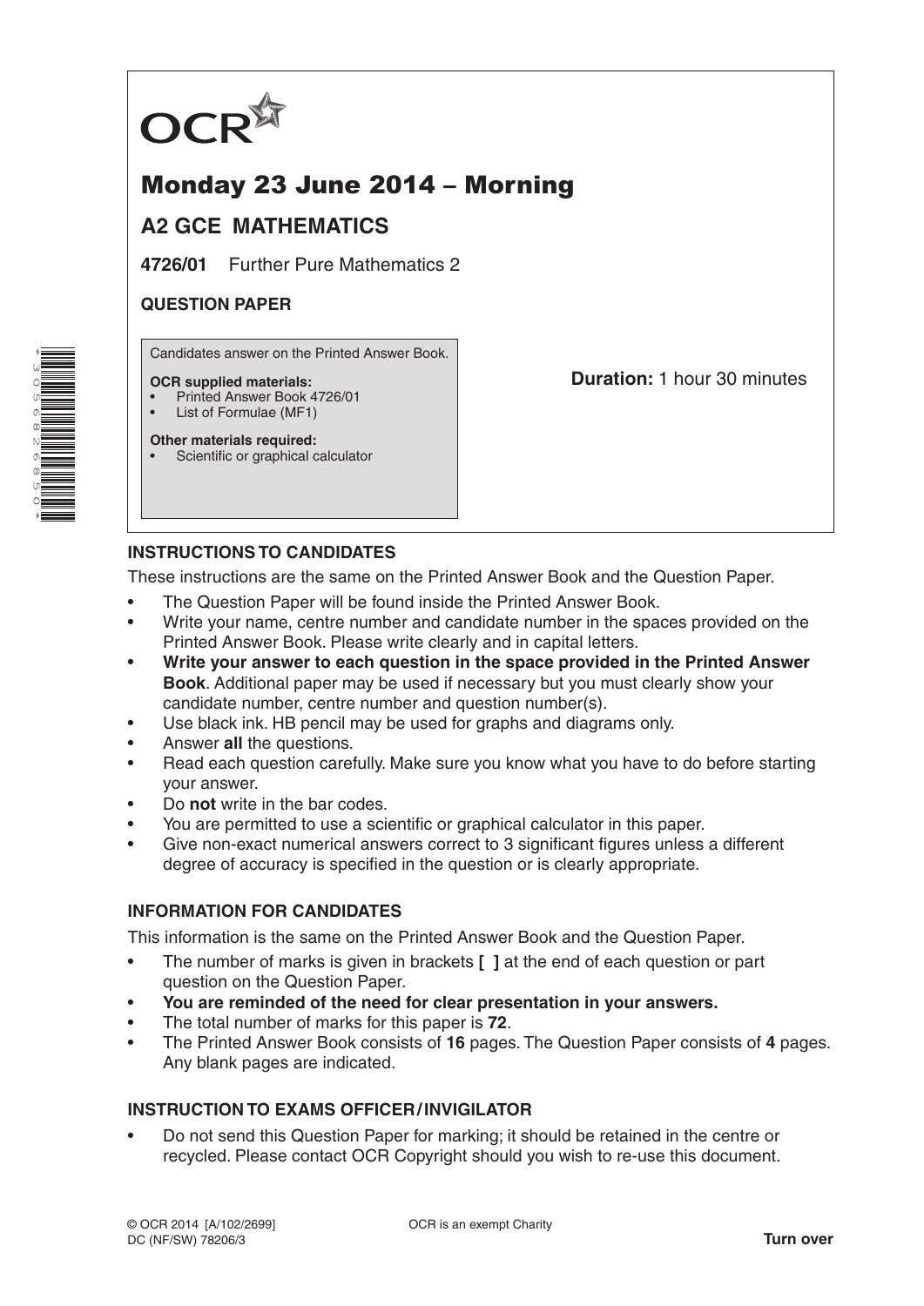OCR

# Monday 23 June 2014 – Morning

## A2 GCE MATHEMATICS

**4726/01** Further Pure Mathematics 2

**QUESTION PAPER**

Candidates answer on the Printed Answer Book.

**OCR supplied materials:**
- Printed Answer Book 4726/01
- List of Formulae (MF1)

**Other materials required:**
- Scientific or graphical calculator

**Duration:** 1 hour 30 minutes

### INSTRUCTIONS TO CANDIDATES

These instructions are the same on the Printed Answer Book and the Question Paper.

- The Question Paper will be found inside the Printed Answer Book.
- Write your name, centre number and candidate number in the spaces provided on the Printed Answer Book. Please write clearly and in capital letters.
- **Write your answer to each question in the space provided in the Printed Answer Book**. Additional paper may be used if necessary but you must clearly show your candidate number, centre number and question number(s).
- Use black ink. HB pencil may be used for graphs and diagrams only.
- Answer **all** the questions.
- Read each question carefully. Make sure you know what you have to do before starting your answer.
- Do **not** write in the bar codes.
- You are permitted to use a scientific or graphical calculator in this paper.
- Give non-exact numerical answers correct to 3 significant figures unless a different degree of accuracy is specified in the question or is clearly appropriate.

### INFORMATION FOR CANDIDATES

This information is the same on the Printed Answer Book and the Question Paper.

- The number of marks is given in brackets **[ ]** at the end of each question or part question on the Question Paper.
- **You are reminded of the need for clear presentation in your answers.**
- The total number of marks for this paper is **72**.
- The Printed Answer Book consists of **16** pages. The Question Paper consists of **4** pages. Any blank pages are indicated.

### INSTRUCTION TO EXAMS OFFICER / INVIGILATOR

- Do not send this Question Paper for marking; it should be retained in the centre or recycled. Please contact OCR Copyright should you wish to re-use this document.

© OCR 2014 [A/102/2699]
DC (NF/SW) 78206/3

OCR is an exempt Charity

**Turn over**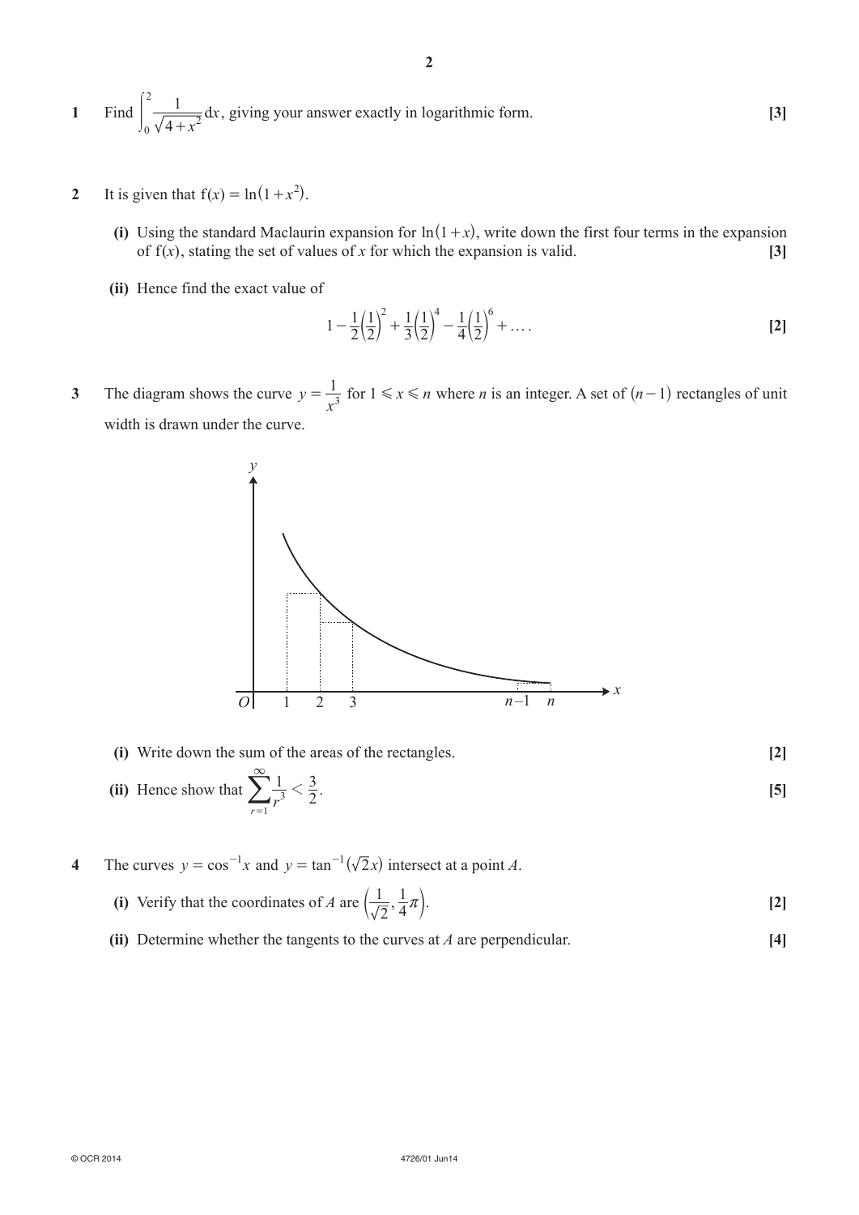**1** Find $\int_0^2 \frac{1}{\sqrt{4+x^2}}\,dx$, giving your answer exactly in logarithmic form. **[3]**

**2** It is given that $f(x) = \ln(1+x^2)$.

**(i)** Using the standard Maclaurin expansion for $\ln(1+x)$, write down the first four terms in the expansion of $f(x)$, stating the set of values of $x$ for which the expansion is valid. **[3]**

**(ii)** Hence find the exact value of

$$1 - \frac{1}{2}\left(\frac{1}{2}\right)^2 + \frac{1}{3}\left(\frac{1}{2}\right)^4 - \frac{1}{4}\left(\frac{1}{2}\right)^6 + \dots .$$ **[2]**

**3** The diagram shows the curve $y = \frac{1}{x^3}$ for $1 \leqslant x \leqslant n$ where $n$ is an integer. A set of $(n-1)$ rectangles of unit width is drawn under the curve.

**(i)** Write down the sum of the areas of the rectangles. **[2]**

**(ii)** Hence show that $\sum_{r=1}^{\infty} \frac{1}{r^3} < \frac{3}{2}$. **[5]**

**4** The curves $y = \cos^{-1}x$ and $y = \tan^{-1}(\sqrt{2}x)$ intersect at a point $A$.

**(i)** Verify that the coordinates of $A$ are $\left(\frac{1}{\sqrt{2}}, \frac{1}{4}\pi\right)$. **[2]**

**(ii)** Determine whether the tangents to the curves at $A$ are perpendicular. **[4]**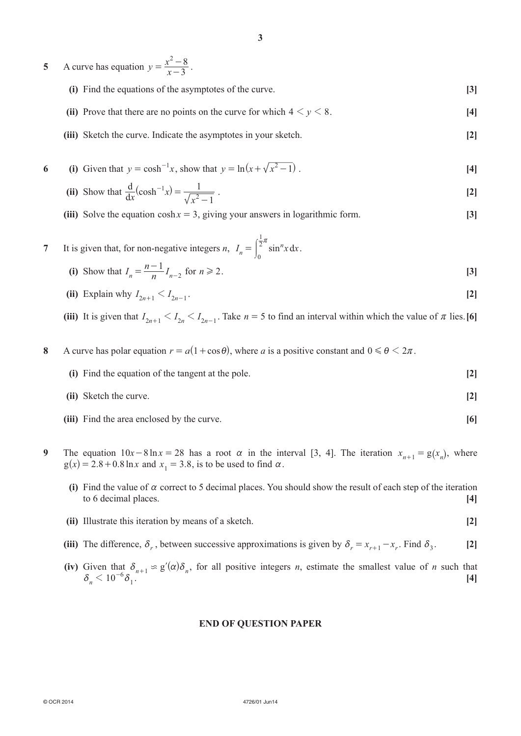**5** A curve has equation $y = \dfrac{x^2 - 8}{x - 3}$.

**(i)** Find the equations of the asymptotes of the curve. **[3]**

**(ii)** Prove that there are no points on the curve for which $4 < y < 8$. **[4]**

**(iii)** Sketch the curve. Indicate the asymptotes in your sketch. **[2]**

**6** **(i)** Given that $y = \cosh^{-1} x$, show that $y = \ln\left(x + \sqrt{x^2 - 1}\right)$. **[4]**

**(ii)** Show that $\dfrac{\mathrm{d}}{\mathrm{d}x}\left(\cosh^{-1} x\right) = \dfrac{1}{\sqrt{x^2 - 1}}$. **[2]**

**(iii)** Solve the equation $\cosh x = 3$, giving your answers in logarithmic form. **[3]**

**7** It is given that, for non-negative integers $n$, $I_n = \displaystyle\int_0^{\frac{1}{2}\pi} \sin^n x \, \mathrm{d}x$.

**(i)** Show that $I_n = \dfrac{n-1}{n} I_{n-2}$ for $n \geqslant 2$. **[3]**

**(ii)** Explain why $I_{2n+1} < I_{2n-1}$. **[2]**

**(iii)** It is given that $I_{2n+1} < I_{2n} < I_{2n-1}$. Take $n = 5$ to find an interval within which the value of $\pi$ lies. **[6]**

**8** A curve has polar equation $r = a(1 + \cos\theta)$, where $a$ is a positive constant and $0 \leqslant \theta < 2\pi$.

**(i)** Find the equation of the tangent at the pole. **[2]**

**(ii)** Sketch the curve. **[2]**

**(iii)** Find the area enclosed by the curve. **[6]**

**9** The equation $10x - 8\ln x = 28$ has a root $\alpha$ in the interval $[3, 4]$. The iteration $x_{n+1} = \mathrm{g}(x_n)$, where $\mathrm{g}(x) = 2.8 + 0.8\ln x$ and $x_1 = 3.8$, is to be used to find $\alpha$.

**(i)** Find the value of $\alpha$ correct to 5 decimal places. You should show the result of each step of the iteration to 6 decimal places. **[4]**

**(ii)** Illustrate this iteration by means of a sketch. **[2]**

**(iii)** The difference, $\delta_r$, between successive approximations is given by $\delta_r = x_{r+1} - x_r$. Find $\delta_3$. **[2]**

**(iv)** Given that $\delta_{n+1} \approx \mathrm{g}'(\alpha)\delta_n$, for all positive integers $n$, estimate the smallest value of $n$ such that $\delta_n < 10^{-6}\delta_1$. **[4]**

**END OF QUESTION PAPER**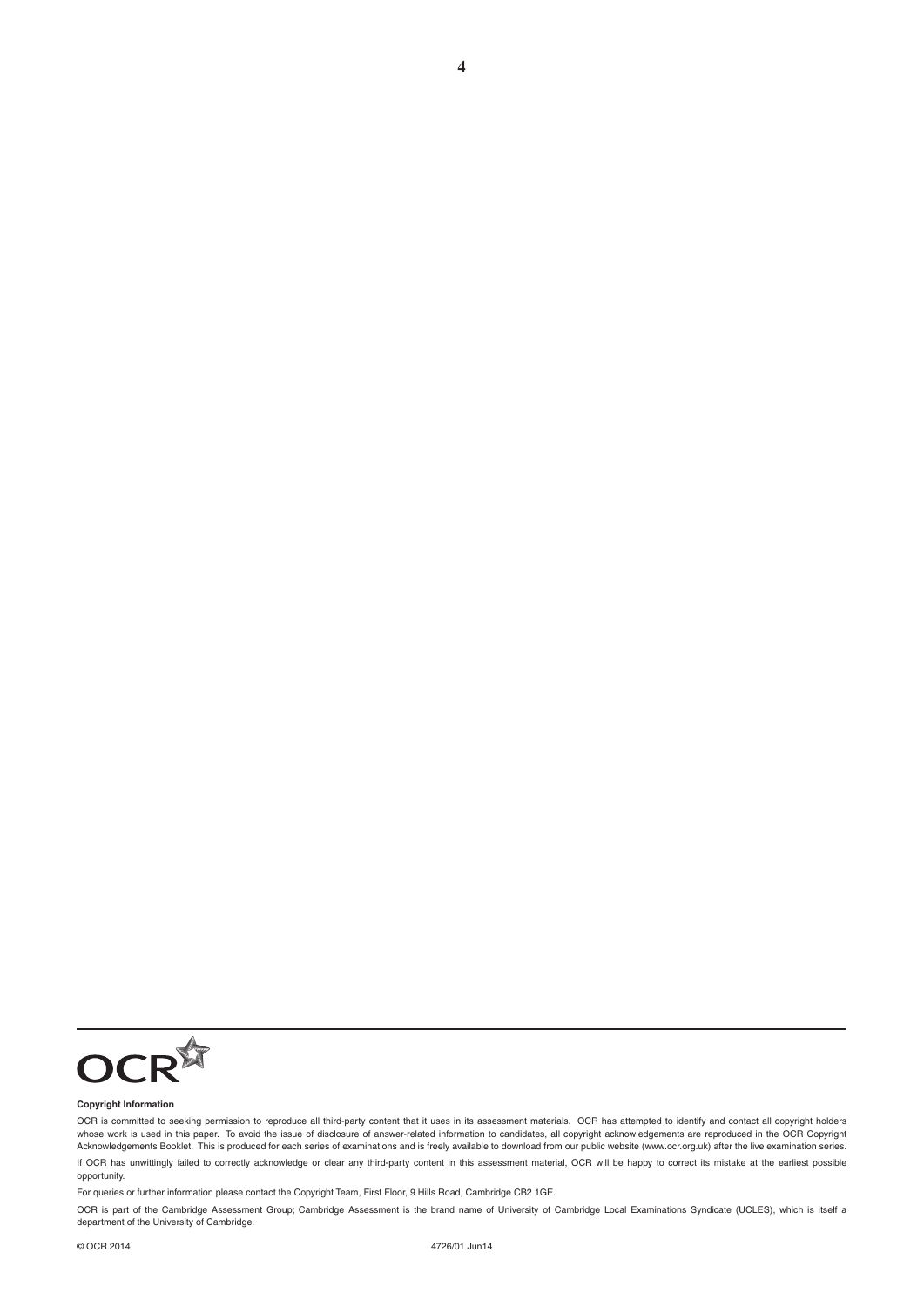**Copyright Information**

OCR is committed to seeking permission to reproduce all third-party content that it uses in its assessment materials. OCR has attempted to identify and contact all copyright holders whose work is used in this paper. To avoid the issue of disclosure of answer-related information to candidates, all copyright acknowledgements are reproduced in the OCR Copyright Acknowledgements Booklet. This is produced for each series of examinations and is freely available to download from our public website (www.ocr.org.uk) after the live examination series.

If OCR has unwittingly failed to correctly acknowledge or clear any third-party content in this assessment material, OCR will be happy to correct its mistake at the earliest possible opportunity.

For queries or further information please contact the Copyright Team, First Floor, 9 Hills Road, Cambridge CB2 1GE.

OCR is part of the Cambridge Assessment Group; Cambridge Assessment is the brand name of University of Cambridge Local Examinations Syndicate (UCLES), which is itself a department of the University of Cambridge.

© OCR 2014 4726/01 Jun14